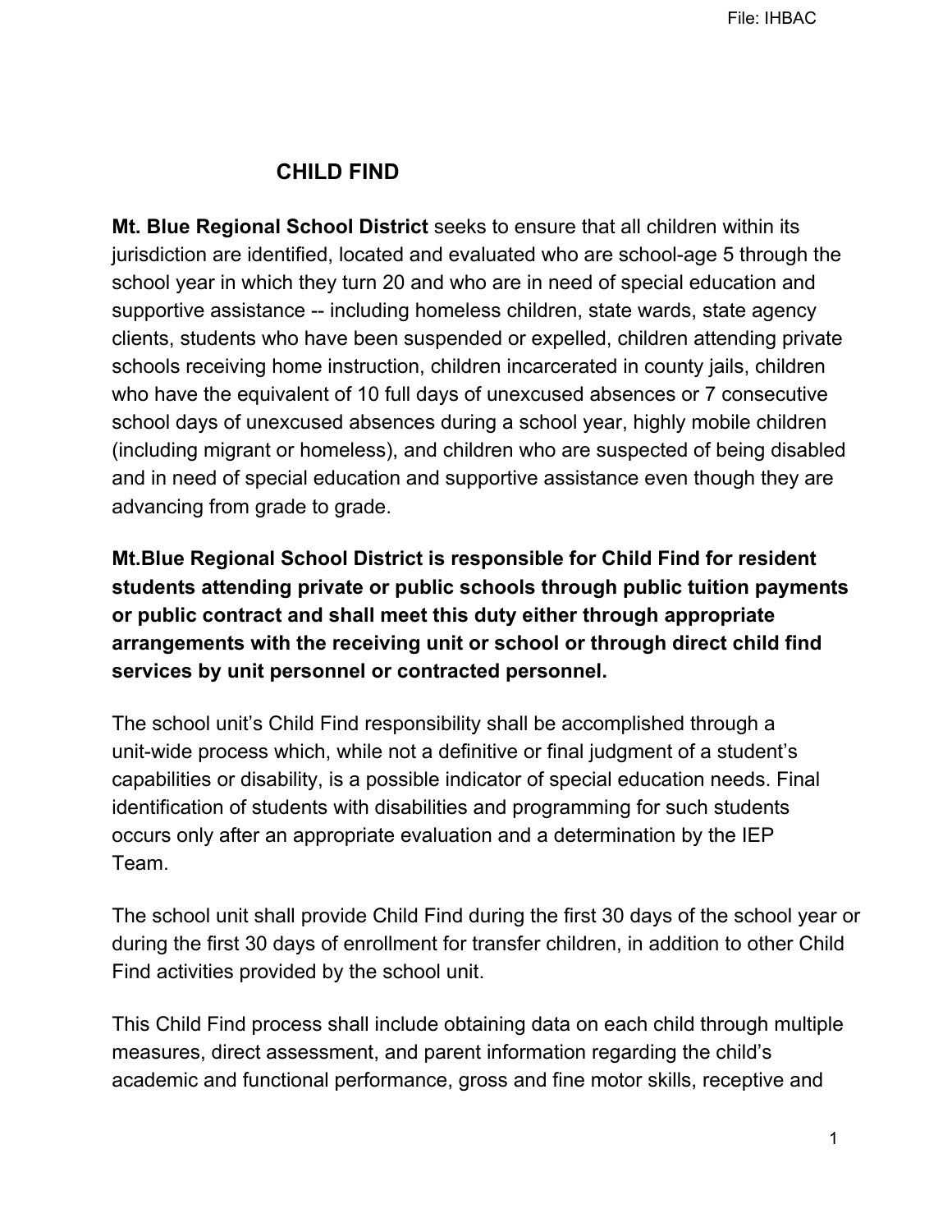# CHILD FIND

**Mt. Blue Regional School District** seeks to ensure that all children within its jurisdiction are identified, located and evaluated who are school-age 5 through the school year in which they turn 20 and who are in need of special education and supportive assistance -- including homeless children, state wards, state agency clients, students who have been suspended or expelled, children attending private schools receiving home instruction, children incarcerated in county jails, children who have the equivalent of 10 full days of unexcused absences or 7 consecutive school days of unexcused absences during a school year, highly mobile children (including migrant or homeless), and children who are suspected of being disabled and in need of special education and supportive assistance even though they are advancing from grade to grade.

**Mt.Blue Regional School District is responsible for Child Find for resident students attending private or public schools through public tuition payments or public contract and shall meet this duty either through appropriate arrangements with the receiving unit or school or through direct child find services by unit personnel or contracted personnel.**

The school unit's Child Find responsibility shall be accomplished through a unit-wide process which, while not a definitive or final judgment of a student's capabilities or disability, is a possible indicator of special education needs. Final identification of students with disabilities and programming for such students occurs only after an appropriate evaluation and a determination by the IEP Team.

The school unit shall provide Child Find during the first 30 days of the school year or during the first 30 days of enrollment for transfer children, in addition to other Child Find activities provided by the school unit.

This Child Find process shall include obtaining data on each child through multiple measures, direct assessment, and parent information regarding the child's academic and functional performance, gross and fine motor skills, receptive and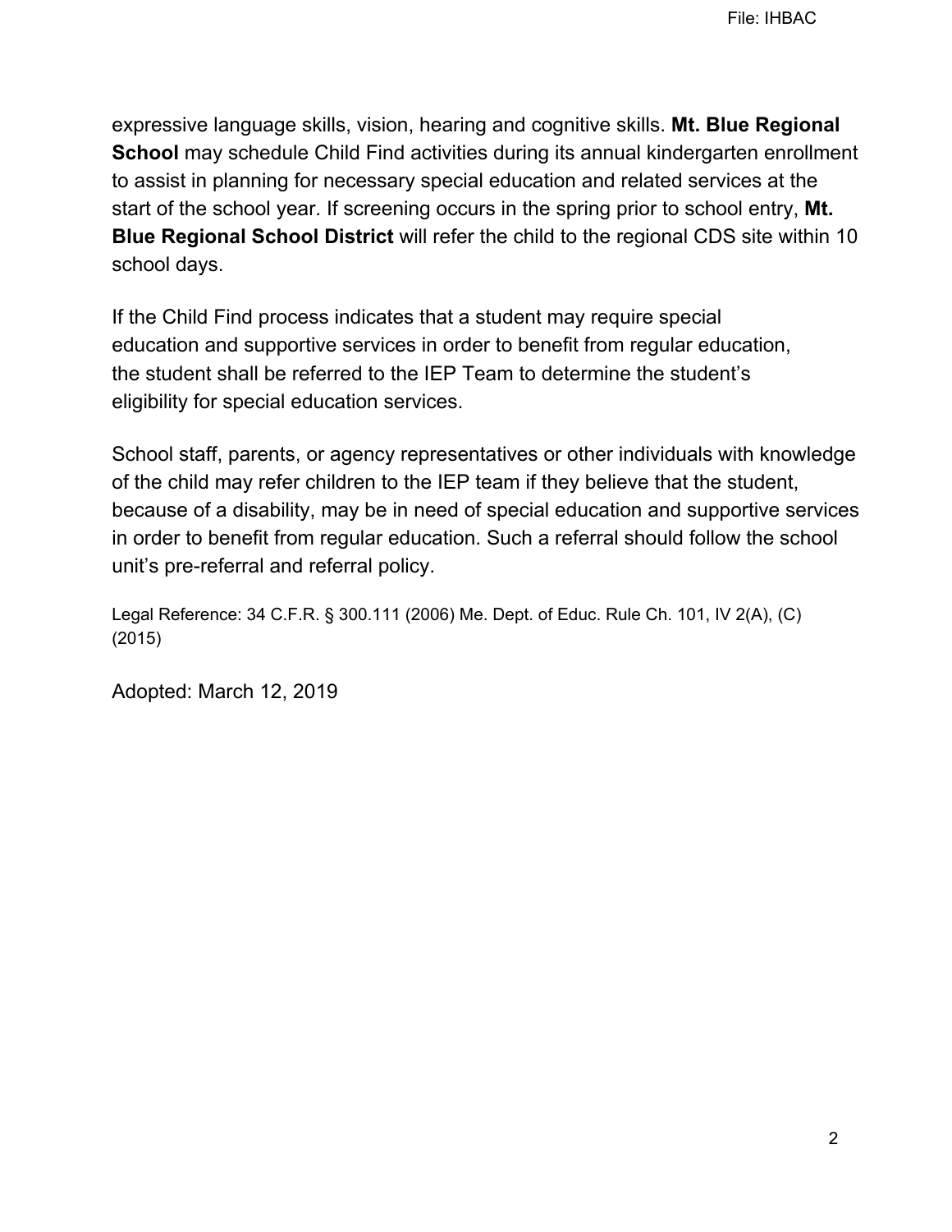expressive language skills, vision, hearing and cognitive skills. **Mt. Blue Regional School** may schedule Child Find activities during its annual kindergarten enrollment to assist in planning for necessary special education and related services at the start of the school year. If screening occurs in the spring prior to school entry, **Mt. Blue Regional School District** will refer the child to the regional CDS site within 10 school days.

If the Child Find process indicates that a student may require special education and supportive services in order to benefit from regular education, the student shall be referred to the IEP Team to determine the student's eligibility for special education services.

School staff, parents, or agency representatives or other individuals with knowledge of the child may refer children to the IEP team if they believe that the student, because of a disability, may be in need of special education and supportive services in order to benefit from regular education. Such a referral should follow the school unit's pre-referral and referral policy.

Legal Reference: 34 C.F.R. § 300.111 (2006) Me. Dept. of Educ. Rule Ch. 101, IV 2(A), (C) (2015)

Adopted: March 12, 2019